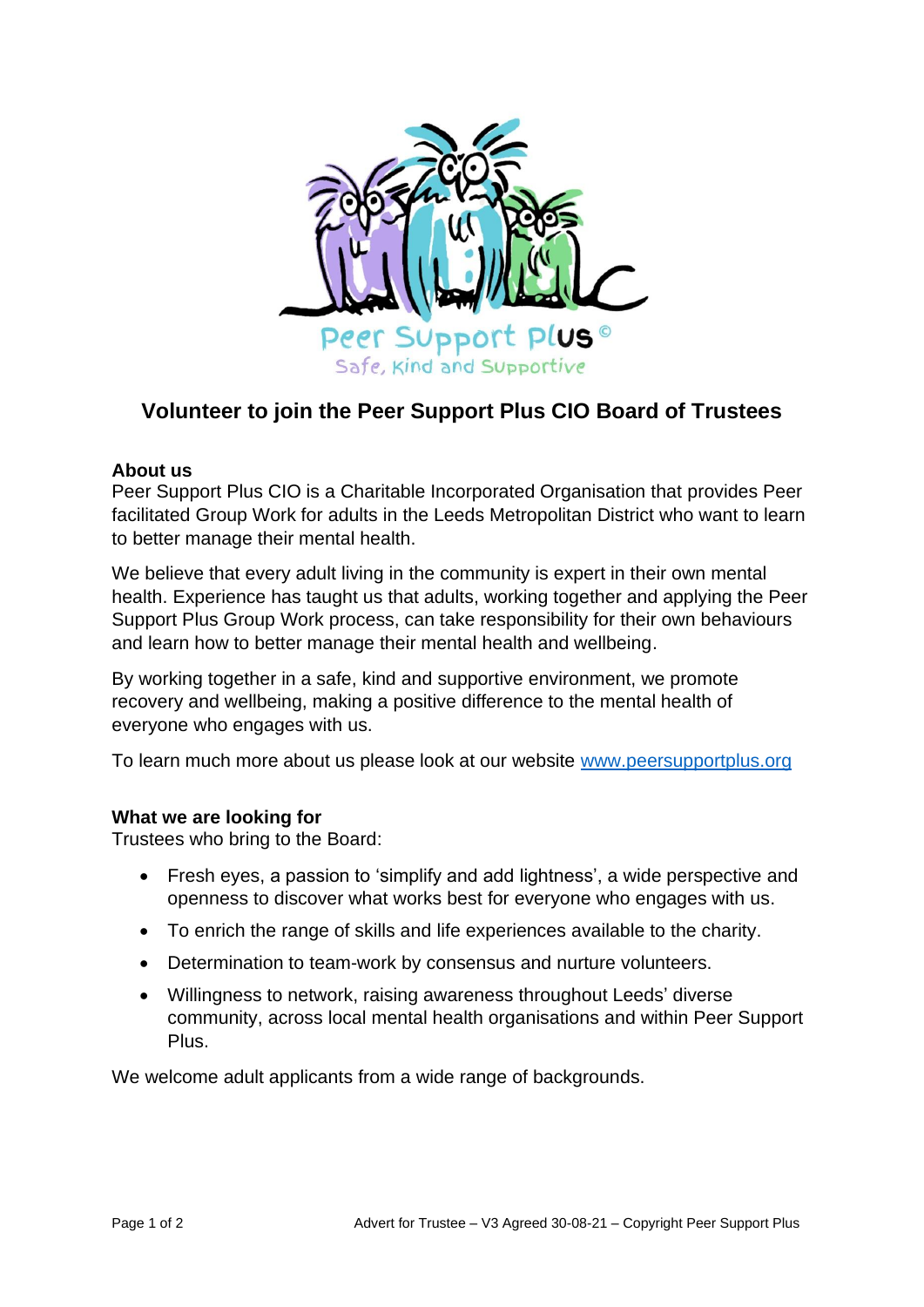Peer Support Plus ©

Safe, Kind and Supportive

# Volunteer to join the Peer Support Plus CIO Board of Trustees

**About us**

Peer Support Plus CIO is a Charitable Incorporated Organisation that provides Peer facilitated Group Work for adults in the Leeds Metropolitan District who want to learn to better manage their mental health.

We believe that every adult living in the community is expert in their own mental health. Experience has taught us that adults, working together and applying the Peer Support Plus Group Work process, can take responsibility for their own behaviours and learn how to better manage their mental health and wellbeing.

By working together in a safe, kind and supportive environment, we promote recovery and wellbeing, making a positive difference to the mental health of everyone who engages with us.

To learn much more about us please look at our website [www.peersupportplus.org](http://www.peersupportplus.org)

**What we are looking for**

Trustees who bring to the Board:

- Fresh eyes, a passion to 'simplify and add lightness', a wide perspective and openness to discover what works best for everyone who engages with us.
- To enrich the range of skills and life experiences available to the charity.
- Determination to team-work by consensus and nurture volunteers.
- Willingness to network, raising awareness throughout Leeds' diverse community, across local mental health organisations and within Peer Support Plus.

We welcome adult applicants from a wide range of backgrounds.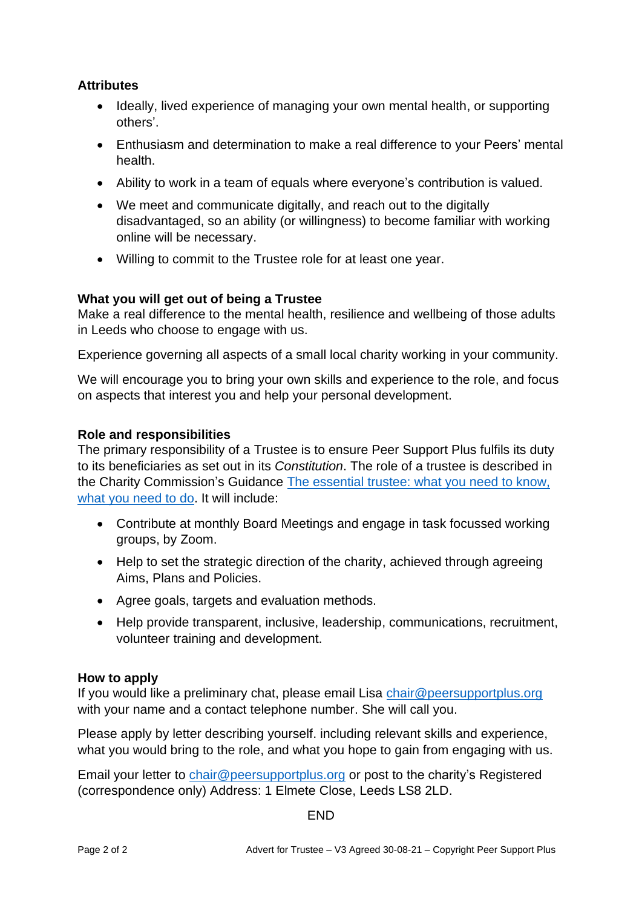**Attributes**

- Ideally, lived experience of managing your own mental health, or supporting others'.
- Enthusiasm and determination to make a real difference to your Peers' mental health.
- Ability to work in a team of equals where everyone's contribution is valued.
- We meet and communicate digitally, and reach out to the digitally disadvantaged, so an ability (or willingness) to become familiar with working online will be necessary.
- Willing to commit to the Trustee role for at least one year.

**What you will get out of being a Trustee**

Make a real difference to the mental health, resilience and wellbeing of those adults in Leeds who choose to engage with us.

Experience governing all aspects of a small local charity working in your community.

We will encourage you to bring your own skills and experience to the role, and focus on aspects that interest you and help your personal development.

**Role and responsibilities**

The primary responsibility of a Trustee is to ensure Peer Support Plus fulfils its duty to its beneficiaries as set out in its *Constitution*. The role of a trustee is described in the Charity Commission's Guidance The essential trustee: what you need to know, what you need to do. It will include:

- Contribute at monthly Board Meetings and engage in task focussed working groups, by Zoom.
- Help to set the strategic direction of the charity, achieved through agreeing Aims, Plans and Policies.
- Agree goals, targets and evaluation methods.
- Help provide transparent, inclusive, leadership, communications, recruitment, volunteer training and development.

**How to apply**

If you would like a preliminary chat, please email Lisa chair@peersupportplus.org with your name and a contact telephone number. She will call you.

Please apply by letter describing yourself. including relevant skills and experience, what you would bring to the role, and what you hope to gain from engaging with us.

Email your letter to chair@peersupportplus.org or post to the charity's Registered (correspondence only) Address: 1 Elmete Close, Leeds LS8 2LD.

END